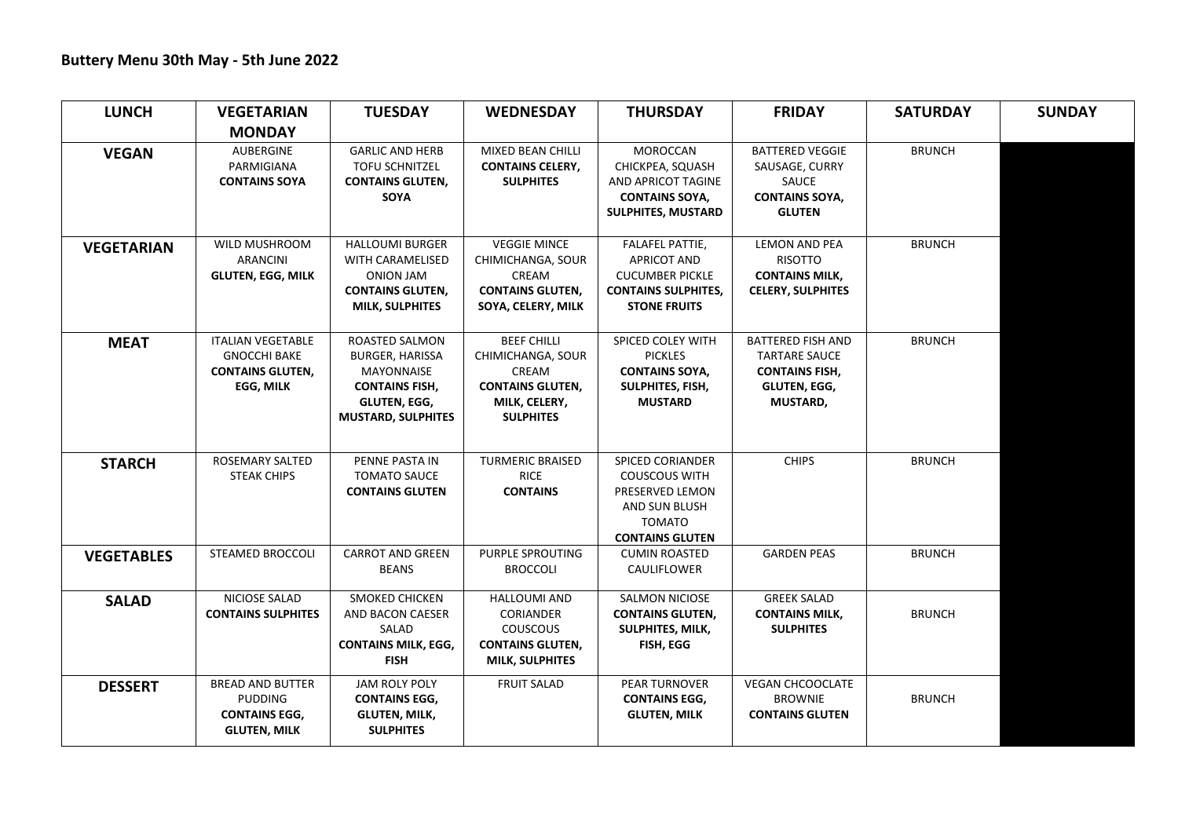## Buttery Menu 30th May - 5th June 2022

| LUNCH | VEGETARIAN MONDAY | TUESDAY | WEDNESDAY | THURSDAY | FRIDAY | SATURDAY | SUNDAY |
|---|---|---|---|---|---|---|---|
| **VEGAN** | AUBERGINE PARMIGIANA **CONTAINS SOYA** | GARLIC AND HERB TOFU SCHNITZEL **CONTAINS GLUTEN, SOYA** | MIXED BEAN CHILLI **CONTAINS CELERY, SULPHITES** | MOROCCAN CHICKPEA, SQUASH AND APRICOT TAGINE **CONTAINS SOYA, SULPHITES, MUSTARD** | BATTERED VEGGIE SAUSAGE, CURRY SAUCE **CONTAINS SOYA, GLUTEN** | BRUNCH | |
| **VEGETARIAN** | WILD MUSHROOM ARANCINI **GLUTEN, EGG, MILK** | HALLOUMI BURGER WITH CARAMELISED ONION JAM **CONTAINS GLUTEN, MILK, SULPHITES** | VEGGIE MINCE CHIMICHANGA, SOUR CREAM **CONTAINS GLUTEN, SOYA, CELERY, MILK** | FALAFEL PATTIE, APRICOT AND CUCUMBER PICKLE **CONTAINS SULPHITES, STONE FRUITS** | LEMON AND PEA RISOTTO **CONTAINS MILK, CELERY, SULPHITES** | BRUNCH | |
| **MEAT** | ITALIAN VEGETABLE GNOCCHI BAKE **CONTAINS GLUTEN, EGG, MILK** | ROASTED SALMON BURGER, HARISSA MAYONNAISE **CONTAINS FISH, GLUTEN, EGG, MUSTARD, SULPHITES** | BEEF CHILLI CHIMICHANGA, SOUR CREAM **CONTAINS GLUTEN, MILK, CELERY, SULPHITES** | SPICED COLEY WITH PICKLES **CONTAINS SOYA, SULPHITES, FISH, MUSTARD** | BATTERED FISH AND TARTARE SAUCE **CONTAINS FISH, GLUTEN, EGG, MUSTARD,** | BRUNCH | |
| **STARCH** | ROSEMARY SALTED STEAK CHIPS | PENNE PASTA IN TOMATO SAUCE **CONTAINS GLUTEN** | TURMERIC BRAISED RICE **CONTAINS** | SPICED CORIANDER COUSCOUS WITH PRESERVED LEMON AND SUN BLUSH TOMATO **CONTAINS GLUTEN** | CHIPS | BRUNCH | |
| **VEGETABLES** | STEAMED BROCCOLI | CARROT AND GREEN BEANS | PURPLE SPROUTING BROCCOLI | CUMIN ROASTED CAULIFLOWER | GARDEN PEAS | BRUNCH | |
| **SALAD** | NICIOSE SALAD **CONTAINS SULPHITES** | SMOKED CHICKEN AND BACON CAESER SALAD **CONTAINS MILK, EGG, FISH** | HALLOUMI AND CORIANDER COUSCOUS **CONTAINS GLUTEN, MILK, SULPHITES** | SALMON NICIOSE **CONTAINS GLUTEN, SULPHITES, MILK, FISH, EGG** | GREEK SALAD **CONTAINS MILK, SULPHITES** | BRUNCH | |
| **DESSERT** | BREAD AND BUTTER PUDDING **CONTAINS EGG, GLUTEN, MILK** | JAM ROLY POLY **CONTAINS EGG, GLUTEN, MILK, SULPHITES** | FRUIT SALAD | PEAR TURNOVER **CONTAINS EGG, GLUTEN, MILK** | VEGAN CHCOOCLATE BROWNIE **CONTAINS GLUTEN** | BRUNCH | |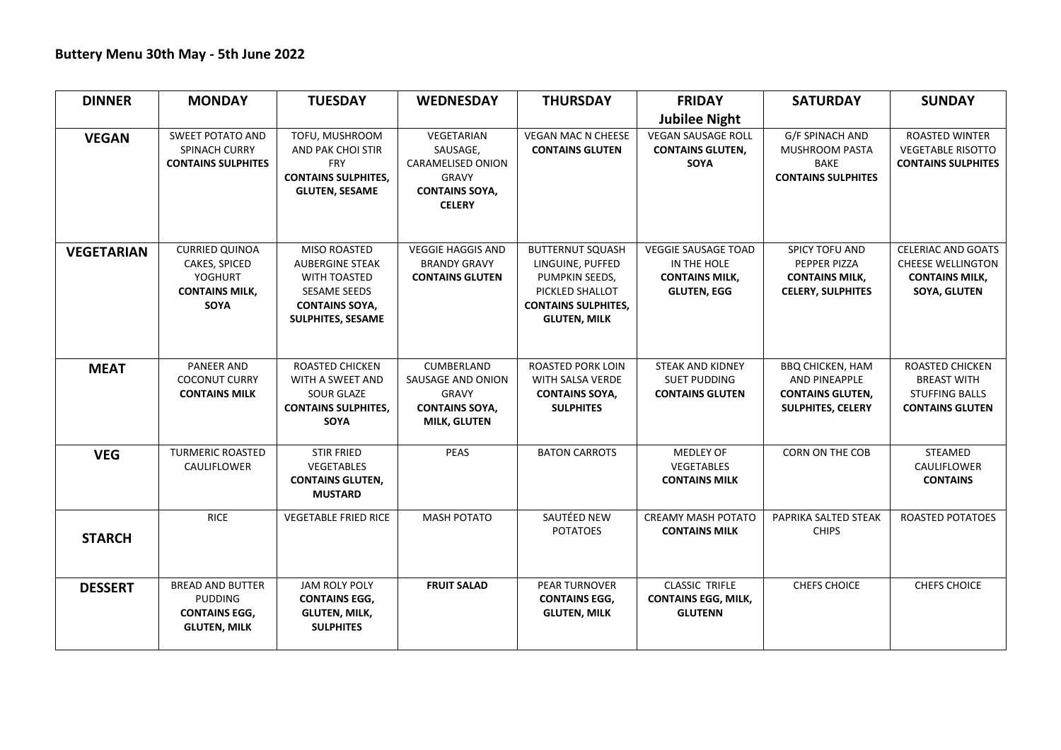## Buttery Menu 30th May - 5th June 2022

| DINNER | MONDAY | TUESDAY | WEDNESDAY | THURSDAY | FRIDAY Jubilee Night | SATURDAY | SUNDAY |
|---|---|---|---|---|---|---|---|
| **VEGAN** | SWEET POTATO AND SPINACH CURRY **CONTAINS SULPHITES** | TOFU, MUSHROOM AND PAK CHOI STIR FRY **CONTAINS SULPHITES, GLUTEN, SESAME** | VEGETARIAN SAUSAGE, CARAMELISED ONION GRAVY **CONTAINS SOYA, CELERY** | VEGAN MAC N CHEESE **CONTAINS GLUTEN** | VEGAN SAUSAGE ROLL **CONTAINS GLUTEN, SOYA** | G/F SPINACH AND MUSHROOM PASTA BAKE **CONTAINS SULPHITES** | ROASTED WINTER VEGETABLE RISOTTO **CONTAINS SULPHITES** |
| **VEGETARIAN** | CURRIED QUINOA CAKES, SPICED YOGHURT **CONTAINS MILK, SOYA** | MISO ROASTED AUBERGINE STEAK WITH TOASTED SESAME SEEDS **CONTAINS SOYA, SULPHITES, SESAME** | VEGGIE HAGGIS AND BRANDY GRAVY **CONTAINS GLUTEN** | BUTTERNUT SQUASH LINGUINE, PUFFED PUMPKIN SEEDS, PICKLED SHALLOT **CONTAINS SULPHITES, GLUTEN, MILK** | VEGGIE SAUSAGE TOAD IN THE HOLE **CONTAINS MILK, GLUTEN, EGG** | SPICY TOFU AND PEPPER PIZZA **CONTAINS MILK, CELERY, SULPHITES** | CELERIAC AND GOATS CHEESE WELLINGTON **CONTAINS MILK, SOYA, GLUTEN** |
| **MEAT** | PANEER AND COCONUT CURRY **CONTAINS MILK** | ROASTED CHICKEN WITH A SWEET AND SOUR GLAZE **CONTAINS SULPHITES, SOYA** | CUMBERLAND SAUSAGE AND ONION GRAVY **CONTAINS SOYA, MILK, GLUTEN** | ROASTED PORK LOIN WITH SALSA VERDE **CONTAINS SOYA, SULPHITES** | STEAK AND KIDNEY SUET PUDDING **CONTAINS GLUTEN** | BBQ CHICKEN, HAM AND PINEAPPLE **CONTAINS GLUTEN, SULPHITES, CELERY** | ROASTED CHICKEN BREAST WITH STUFFING BALLS **CONTAINS GLUTEN** |
| **VEG** | TURMERIC ROASTED CAULIFLOWER | STIR FRIED VEGETABLES **CONTAINS GLUTEN, MUSTARD** | PEAS | BATON CARROTS | MEDLEY OF VEGETABLES **CONTAINS MILK** | CORN ON THE COB | STEAMED CAULIFLOWER **CONTAINS** |
| **STARCH** | RICE | VEGETABLE FRIED RICE | MASH POTATO | SAUTÉED NEW POTATOES | CREAMY MASH POTATO **CONTAINS MILK** | PAPRIKA SALTED STEAK CHIPS | ROASTED POTATOES |
| **DESSERT** | BREAD AND BUTTER PUDDING **CONTAINS EGG, GLUTEN, MILK** | JAM ROLY POLY **CONTAINS EGG, GLUTEN, MILK, SULPHITES** | **FRUIT SALAD** | PEAR TURNOVER **CONTAINS EGG, GLUTEN, MILK** | CLASSIC TRIFLE **CONTAINS EGG, MILK, GLUTENN** | CHEFS CHOICE | CHEFS CHOICE |